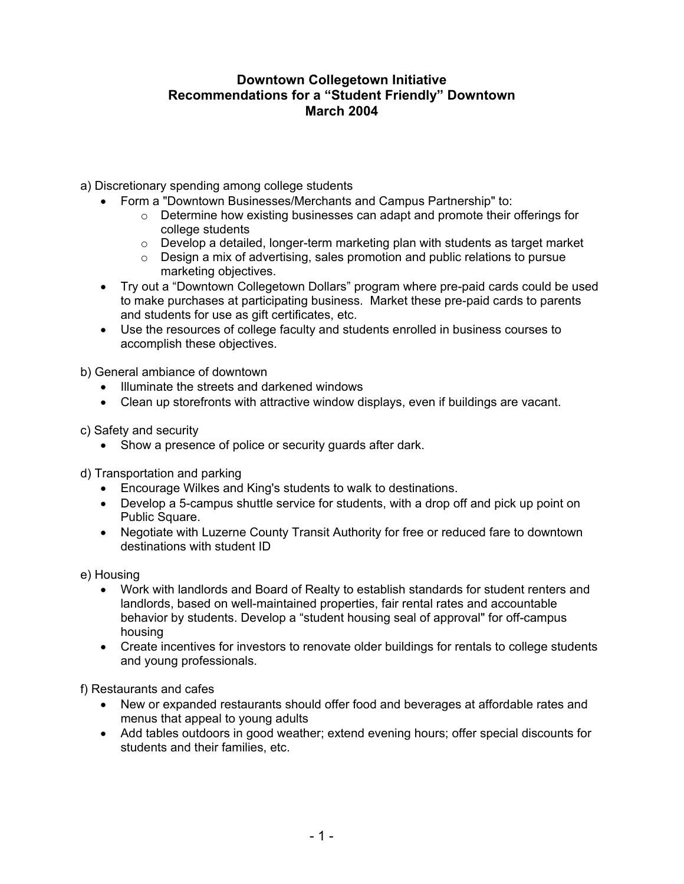# Downtown Collegetown Initiative
## Recommendations for a “Student Friendly” Downtown
## March 2004

a) Discretionary spending among college students

- Form a "Downtown Businesses/Merchants and Campus Partnership" to:
  - Determine how existing businesses can adapt and promote their offerings for college students
  - Develop a detailed, longer-term marketing plan with students as target market
  - Design a mix of advertising, sales promotion and public relations to pursue marketing objectives.
- Try out a “Downtown Collegetown Dollars” program where pre-paid cards could be used to make purchases at participating business. Market these pre-paid cards to parents and students for use as gift certificates, etc.
- Use the resources of college faculty and students enrolled in business courses to accomplish these objectives.

b) General ambiance of downtown

- Illuminate the streets and darkened windows
- Clean up storefronts with attractive window displays, even if buildings are vacant.

c) Safety and security

- Show a presence of police or security guards after dark.

d) Transportation and parking

- Encourage Wilkes and King's students to walk to destinations.
- Develop a 5-campus shuttle service for students, with a drop off and pick up point on Public Square.
- Negotiate with Luzerne County Transit Authority for free or reduced fare to downtown destinations with student ID

e) Housing

- Work with landlords and Board of Realty to establish standards for student renters and landlords, based on well-maintained properties, fair rental rates and accountable behavior by students. Develop a “student housing seal of approval" for off-campus housing
- Create incentives for investors to renovate older buildings for rentals to college students and young professionals.

f) Restaurants and cafes

- New or expanded restaurants should offer food and beverages at affordable rates and menus that appeal to young adults
- Add tables outdoors in good weather; extend evening hours; offer special discounts for students and their families, etc.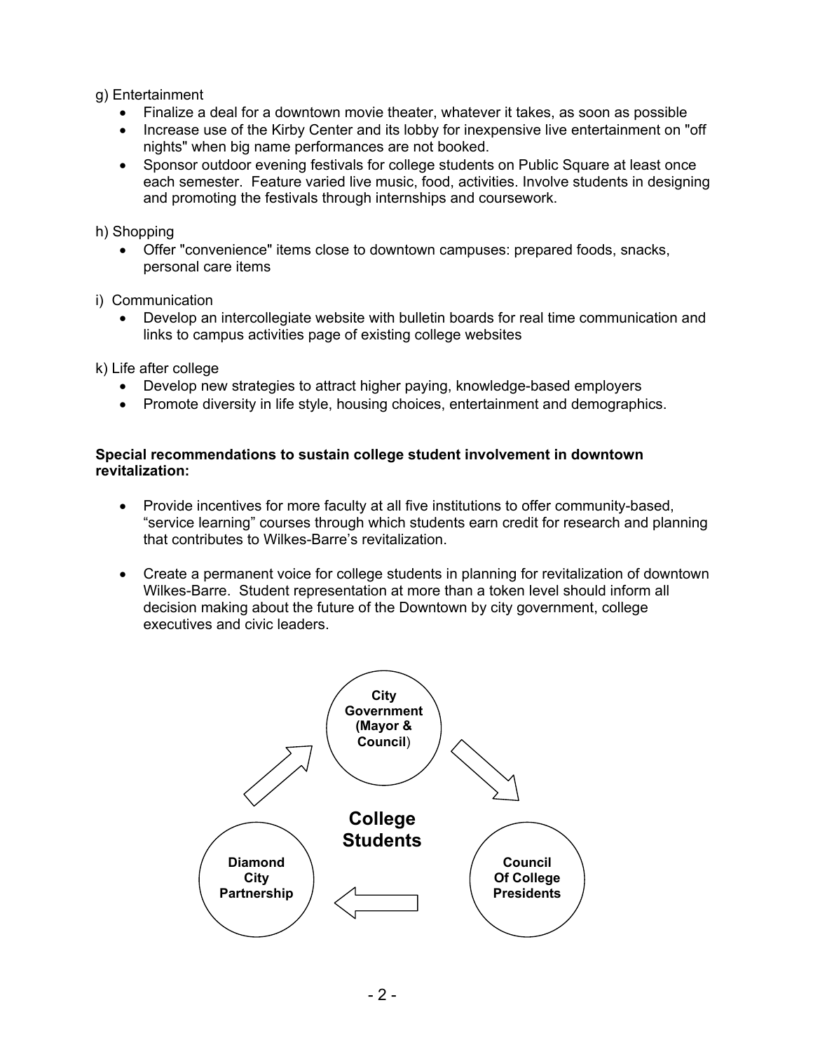g) Entertainment

- Finalize a deal for a downtown movie theater, whatever it takes, as soon as possible
- Increase use of the Kirby Center and its lobby for inexpensive live entertainment on "off nights" when big name performances are not booked.
- Sponsor outdoor evening festivals for college students on Public Square at least once each semester. Feature varied live music, food, activities. Involve students in designing and promoting the festivals through internships and coursework.

h) Shopping

- Offer "convenience" items close to downtown campuses: prepared foods, snacks, personal care items

i) Communication

- Develop an intercollegiate website with bulletin boards for real time communication and links to campus activities page of existing college websites

k) Life after college

- Develop new strategies to attract higher paying, knowledge-based employers
- Promote diversity in life style, housing choices, entertainment and demographics.

**Special recommendations to sustain college student involvement in downtown revitalization:**

- Provide incentives for more faculty at all five institutions to offer community-based, "service learning" courses through which students earn credit for research and planning that contributes to Wilkes-Barre's revitalization.

- Create a permanent voice for college students in planning for revitalization of downtown Wilkes-Barre. Student representation at more than a token level should inform all decision making about the future of the Downtown by city government, college executives and civic leaders.

**City Government (Mayor & Council)**

**College Students**

**Diamond City Partnership**

**Council Of College Presidents**